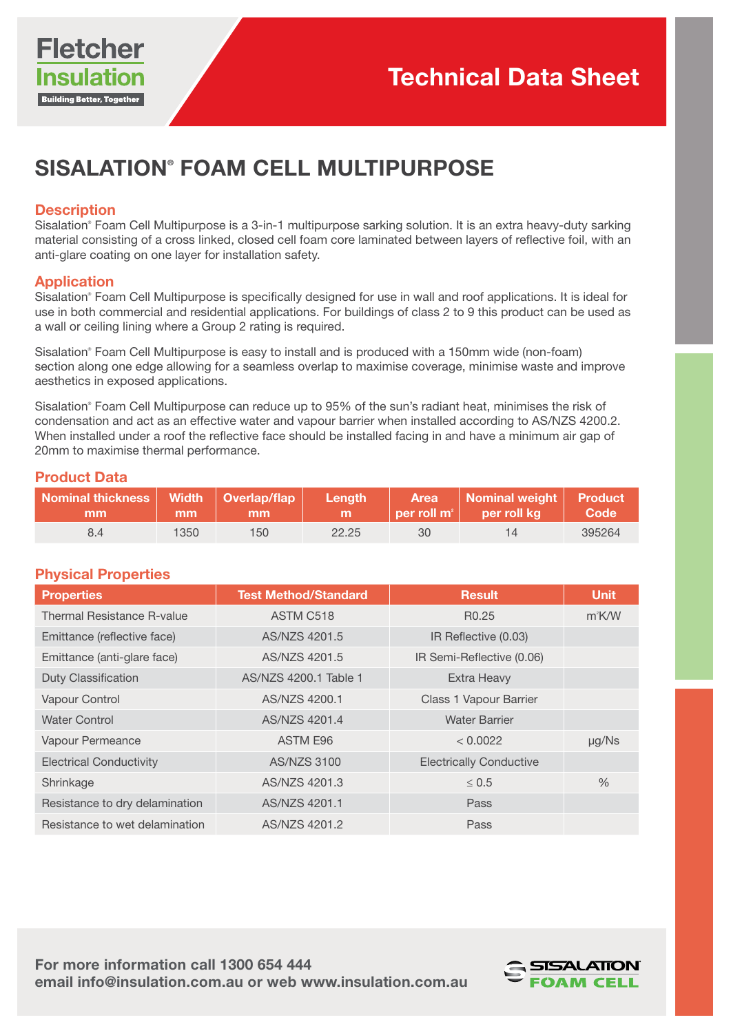Fletcher Insulation
Building Better, Together

# Technical Data Sheet

## SISALATION® FOAM CELL MULTIPURPOSE

### Description

Sisalation® Foam Cell Multipurpose is a 3-in-1 multipurpose sarking solution. It is an extra heavy-duty sarking material consisting of a cross linked, closed cell foam core laminated between layers of reflective foil, with an anti-glare coating on one layer for installation safety.

### Application

Sisalation® Foam Cell Multipurpose is specifically designed for use in wall and roof applications. It is ideal for use in both commercial and residential applications. For buildings of class 2 to 9 this product can be used as a wall or ceiling lining where a Group 2 rating is required.

Sisalation® Foam Cell Multipurpose is easy to install and is produced with a 150mm wide (non-foam) section along one edge allowing for a seamless overlap to maximise coverage, minimise waste and improve aesthetics in exposed applications.

Sisalation® Foam Cell Multipurpose can reduce up to 95% of the sun's radiant heat, minimises the risk of condensation and act as an effective water and vapour barrier when installed according to AS/NZS 4200.2. When installed under a roof the reflective face should be installed facing in and have a minimum air gap of 20mm to maximise thermal performance.

### Product Data

| Nominal thickness mm | Width mm | Overlap/flap mm | Length m | Area per roll m² | Nominal weight per roll kg | Product Code |
|---|---|---|---|---|---|---|
| 8.4 | 1350 | 150 | 22.25 | 30 | 14 | 395264 |

### Physical Properties

| Properties | Test Method/Standard | Result | Unit |
|---|---|---|---|
| Thermal Resistance R-value | ASTM C518 | R0.25 | m²K/W |
| Emittance (reflective face) | AS/NZS 4201.5 | IR Reflective (0.03) | |
| Emittance (anti-glare face) | AS/NZS 4201.5 | IR Semi-Reflective (0.06) | |
| Duty Classification | AS/NZS 4200.1 Table 1 | Extra Heavy | |
| Vapour Control | AS/NZS 4200.1 | Class 1 Vapour Barrier | |
| Water Control | AS/NZS 4201.4 | Water Barrier | |
| Vapour Permeance | ASTM E96 | < 0.0022 | µg/Ns |
| Electrical Conductivity | AS/NZS 3100 | Electrically Conductive | |
| Shrinkage | AS/NZS 4201.3 | ≤ 0.5 | % |
| Resistance to dry delamination | AS/NZS 4201.1 | Pass | |
| Resistance to wet delamination | AS/NZS 4201.2 | Pass | |

**For more information call 1300 654 444**
**email info@insulation.com.au or web www.insulation.com.au**

SISALATION® FOAM CELL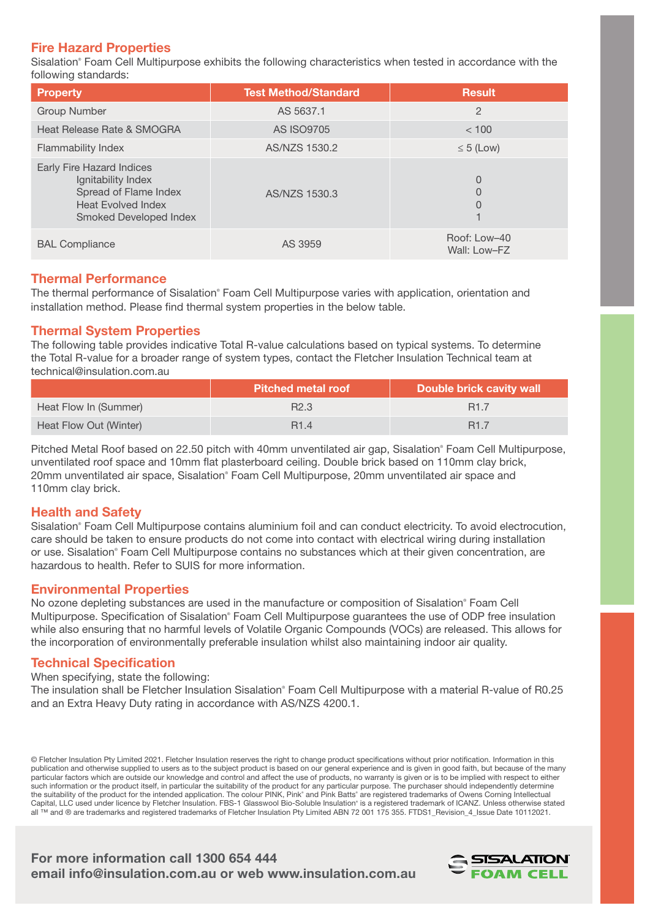## Fire Hazard Properties

Sisalation® Foam Cell Multipurpose exhibits the following characteristics when tested in accordance with the following standards:

| Property | Test Method/Standard | Result |
|---|---|---|
| Group Number | AS 5637.1 | 2 |
| Heat Release Rate & SMOGRA | AS ISO9705 | < 100 |
| Flammability Index | AS/NZS 1530.2 | ≤ 5 (Low) |
| Early Fire Hazard Indices<br>Ignitability Index<br>Spread of Flame Index<br>Heat Evolved Index<br>Smoked Developed Index | AS/NZS 1530.3 | <br>0<br>0<br>0<br>1 |
| BAL Compliance | AS 3959 | Roof: Low–40<br>Wall: Low–FZ |

## Thermal Performance

The thermal performance of Sisalation® Foam Cell Multipurpose varies with application, orientation and installation method. Please find thermal system properties in the below table.

## Thermal System Properties

The following table provides indicative Total R-value calculations based on typical systems. To determine the Total R-value for a broader range of system types, contact the Fletcher Insulation Technical team at technical@insulation.com.au

| | Pitched metal roof | Double brick cavity wall |
|---|---|---|
| Heat Flow In (Summer) | R2.3 | R1.7 |
| Heat Flow Out (Winter) | R1.4 | R1.7 |

Pitched Metal Roof based on 22.50 pitch with 40mm unventilated air gap, Sisalation® Foam Cell Multipurpose, unventilated roof space and 10mm flat plasterboard ceiling. Double brick based on 110mm clay brick, 20mm unventilated air space, Sisalation® Foam Cell Multipurpose, 20mm unventilated air space and 110mm clay brick.

## Health and Safety

Sisalation® Foam Cell Multipurpose contains aluminium foil and can conduct electricity. To avoid electrocution, care should be taken to ensure products do not come into contact with electrical wiring during installation or use. Sisalation® Foam Cell Multipurpose contains no substances which at their given concentration, are hazardous to health. Refer to SUIS for more information.

## Environmental Properties

No ozone depleting substances are used in the manufacture or composition of Sisalation® Foam Cell Multipurpose. Specification of Sisalation® Foam Cell Multipurpose guarantees the use of ODP free insulation while also ensuring that no harmful levels of Volatile Organic Compounds (VOCs) are released. This allows for the incorporation of environmentally preferable insulation whilst also maintaining indoor air quality.

## Technical Specification

When specifying, state the following:

The insulation shall be Fletcher Insulation Sisalation® Foam Cell Multipurpose with a material R-value of R0.25 and an Extra Heavy Duty rating in accordance with AS/NZS 4200.1.

© Fletcher Insulation Pty Limited 2021. Fletcher Insulation reserves the right to change product specifications without prior notification. Information in this publication and otherwise supplied to users as to the subject product is based on our general experience and is given in good faith, but because of the many particular factors which are outside our knowledge and control and affect the use of products, no warranty is given or is to be implied with respect to either such information or the product itself, in particular the suitability of the product for any particular purpose. The purchaser should independently determine the suitability of the product for the intended application. The colour PINK, Pink® and Pink Batts® are registered trademarks of Owens Corning Intellectual Capital, LLC used under licence by Fletcher Insulation. FBS-1 Glasswool Bio-Soluble Insulation® is a registered trademark of ICANZ. Unless otherwise stated all ™ and ® are trademarks and registered trademarks of Fletcher Insulation Pty Limited ABN 72 001 175 355. FTDS1_Revision_4_Issue Date 10112021.

**For more information call 1300 654 444**
**email info@insulation.com.au or web www.insulation.com.au**

SISALATION FOAM CELL